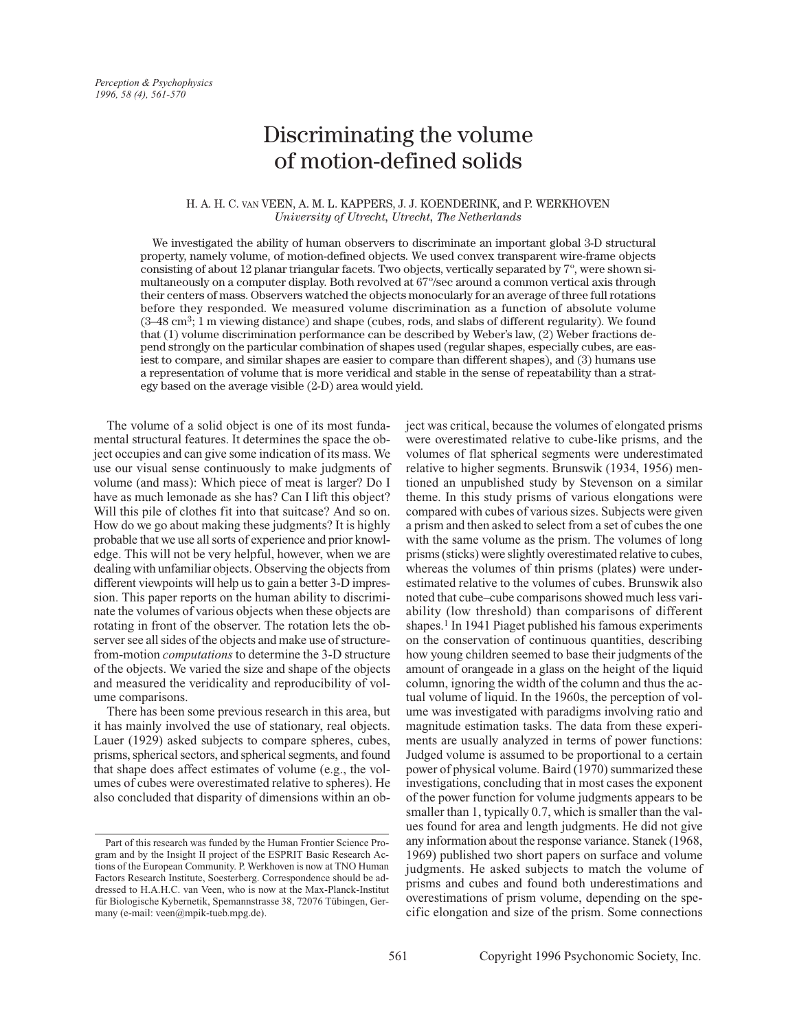# Discriminating the volume of motion-defined solids

H. A. H. C. VAN VEEN, A. M. L. KAPPERS, J. J. KOENDERINK, and P. WERKHOVEN
*University of Utrecht, Utrecht, The Netherlands*

We investigated the ability of human observers to discriminate an important global 3-D structural property, namely volume, of motion-defined objects. We used convex transparent wire-frame objects consisting of about 12 planar triangular facets. Two objects, vertically separated by 7°, were shown simultaneously on a computer display. Both revolved at 67°/sec around a common vertical axis through their centers of mass. Observers watched the objects monocularly for an average of three full rotations before they responded. We measured volume discrimination as a function of absolute volume (3–48 $cm^3$; 1 m viewing distance) and shape (cubes, rods, and slabs of different regularity). We found that (1) volume discrimination performance can be described by Weber's law, (2) Weber fractions depend strongly on the particular combination of shapes used (regular shapes, especially cubes, are easiest to compare, and similar shapes are easier to compare than different shapes), and (3) humans use a representation of volume that is more veridical and stable in the sense of repeatability than a strategy based on the average visible (2-D) area would yield.

The volume of a solid object is one of its most fundamental structural features. It determines the space the object occupies and can give some indication of its mass. We use our visual sense continuously to make judgments of volume (and mass): Which piece of meat is larger? Do I have as much lemonade as she has? Can I lift this object? Will this pile of clothes fit into that suitcase? And so on. How do we go about making these judgments? It is highly probable that we use all sorts of experience and prior knowledge. This will not be very helpful, however, when we are dealing with unfamiliar objects. Observing the objects from different viewpoints will help us to gain a better 3-D impression. This paper reports on the human ability to discriminate the volumes of various objects when these objects are rotating in front of the observer. The rotation lets the observer see all sides of the objects and make use of structure-from-motion *computations* to determine the 3-D structure of the objects. We varied the size and shape of the objects and measured the veridicality and reproducibility of volume comparisons.

There has been some previous research in this area, but it has mainly involved the use of stationary, real objects. Lauer (1929) asked subjects to compare spheres, cubes, prisms, spherical sectors, and spherical segments, and found that shape does affect estimates of volume (e.g., the volumes of cubes were overestimated relative to spheres). He also concluded that disparity of dimensions within an object was critical, because the volumes of elongated prisms were overestimated relative to cube-like prisms, and the volumes of flat spherical segments were underestimated relative to higher segments. Brunswik (1934, 1956) mentioned an unpublished study by Stevenson on a similar theme. In this study prisms of various elongations were compared with cubes of various sizes. Subjects were given a prism and then asked to select from a set of cubes the one with the same volume as the prism. The volumes of long prisms (sticks) were slightly overestimated relative to cubes, whereas the volumes of thin prisms (plates) were underestimated relative to the volumes of cubes. Brunswik also noted that cube–cube comparisons showed much less variability (low threshold) than comparisons of different shapes.[1] In 1941 Piaget published his famous experiments on the conservation of continuous quantities, describing how young children seemed to base their judgments of the amount of orangeade in a glass on the height of the liquid column, ignoring the width of the column and thus the actual volume of liquid. In the 1960s, the perception of volume was investigated with paradigms involving ratio and magnitude estimation tasks. The data from these experiments are usually analyzed in terms of power functions: Judged volume is assumed to be proportional to a certain power of physical volume. Baird (1970) summarized these investigations, concluding that in most cases the exponent of the power function for volume judgments appears to be smaller than 1, typically 0.7, which is smaller than the values found for area and length judgments. He did not give any information about the response variance. Stanek (1968, 1969) published two short papers on surface and volume judgments. He asked subjects to match the volume of prisms and cubes and found both underestimations and overestimations of prism volume, depending on the specific elongation and size of the prism. Some connections

Part of this research was funded by the Human Frontier Science Program and by the Insight II project of the ESPRIT Basic Research Actions of the European Community. P. Werkhoven is now at TNO Human Factors Research Institute, Soesterberg. Correspondence should be addressed to H.A.H.C. van Veen, who is now at the Max-Planck-Institut für Biologische Kybernetik, Spemannstrasse 38, 72076 Tübingen, Germany (e-mail: veen@mpik-tueb.mpg.de).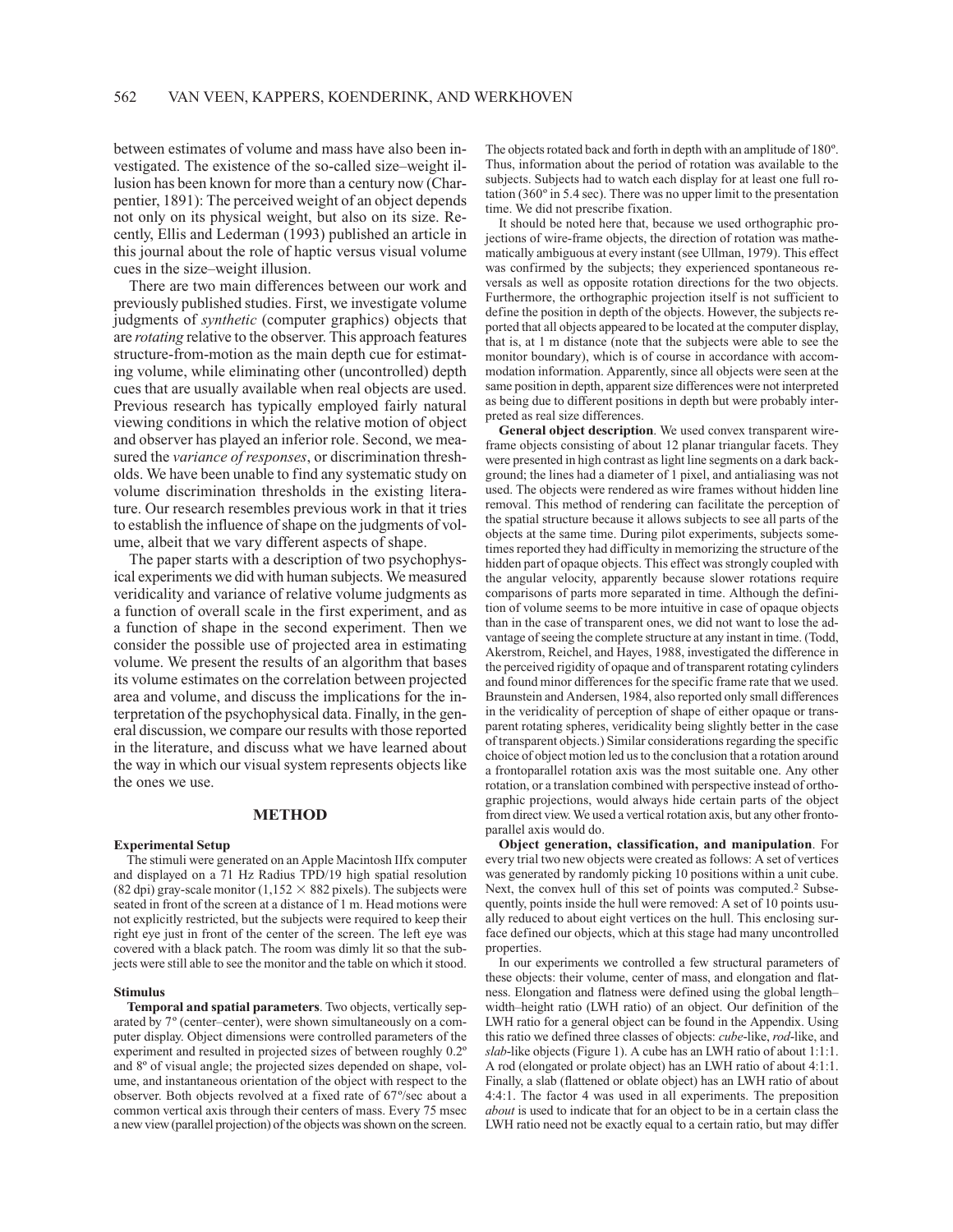between estimates of volume and mass have also been investigated. The existence of the so-called size–weight illusion has been known for more than a century now (Charpentier, 1891): The perceived weight of an object depends not only on its physical weight, but also on its size. Recently, Ellis and Lederman (1993) published an article in this journal about the role of haptic versus visual volume cues in the size–weight illusion.

There are two main differences between our work and previously published studies. First, we investigate volume judgments of *synthetic* (computer graphics) objects that are *rotating* relative to the observer. This approach features structure-from-motion as the main depth cue for estimating volume, while eliminating other (uncontrolled) depth cues that are usually available when real objects are used. Previous research has typically employed fairly natural viewing conditions in which the relative motion of object and observer has played an inferior role. Second, we measured the *variance of responses*, or discrimination thresholds. We have been unable to find any systematic study on volume discrimination thresholds in the existing literature. Our research resembles previous work in that it tries to establish the influence of shape on the judgments of volume, albeit that we vary different aspects of shape.

The paper starts with a description of two psychophysical experiments we did with human subjects. We measured veridicality and variance of relative volume judgments as a function of overall scale in the first experiment, and as a function of shape in the second experiment. Then we consider the possible use of projected area in estimating volume. We present the results of an algorithm that bases its volume estimates on the correlation between projected area and volume, and discuss the implications for the interpretation of the psychophysical data. Finally, in the general discussion, we compare our results with those reported in the literature, and discuss what we have learned about the way in which our visual system represents objects like the ones we use.

## METHOD

### Experimental Setup

The stimuli were generated on an Apple Macintosh IIfx computer and displayed on a 71 Hz Radius TPD/19 high spatial resolution (82 dpi) gray-scale monitor (1,152 × 882 pixels). The subjects were seated in front of the screen at a distance of 1 m. Head motions were not explicitly restricted, but the subjects were required to keep their right eye just in front of the center of the screen. The left eye was covered with a black patch. The room was dimly lit so that the subjects were still able to see the monitor and the table on which it stood.

### Stimulus

**Temporal and spatial parameters**. Two objects, vertically separated by 7º (center–center), were shown simultaneously on a computer display. Object dimensions were controlled parameters of the experiment and resulted in projected sizes of between roughly 0.2º and 8º of visual angle; the projected sizes depended on shape, volume, and instantaneous orientation of the object with respect to the observer. Both objects revolved at a fixed rate of 67º/sec about a common vertical axis through their centers of mass. Every 75 msec a new view (parallel projection) of the objects was shown on the screen. The objects rotated back and forth in depth with an amplitude of 180º. Thus, information about the period of rotation was available to the subjects. Subjects had to watch each display for at least one full rotation (360º in 5.4 sec). There was no upper limit to the presentation time. We did not prescribe fixation.

It should be noted here that, because we used orthographic projections of wire-frame objects, the direction of rotation was mathematically ambiguous at every instant (see Ullman, 1979). This effect was confirmed by the subjects; they experienced spontaneous reversals as well as opposite rotation directions for the two objects. Furthermore, the orthographic projection itself is not sufficient to define the position in depth of the objects. However, the subjects reported that all objects appeared to be located at the computer display, that is, at 1 m distance (note that the subjects were able to see the monitor boundary), which is of course in accordance with accommodation information. Apparently, since all objects were seen at the same position in depth, apparent size differences were not interpreted as being due to different positions in depth but were probably interpreted as real size differences.

**General object description**. We used convex transparent wire-frame objects consisting of about 12 planar triangular facets. They were presented in high contrast as light line segments on a dark background; the lines had a diameter of 1 pixel, and antialiasing was not used. The objects were rendered as wire frames without hidden line removal. This method of rendering can facilitate the perception of the spatial structure because it allows subjects to see all parts of the objects at the same time. During pilot experiments, subjects sometimes reported they had difficulty in memorizing the structure of the hidden part of opaque objects. This effect was strongly coupled with the angular velocity, apparently because slower rotations require comparisons of parts more separated in time. Although the definition of volume seems to be more intuitive in case of opaque objects than in the case of transparent ones, we did not want to lose the advantage of seeing the complete structure at any instant in time. (Todd, Akerstrom, Reichel, and Hayes, 1988, investigated the difference in the perceived rigidity of opaque and of transparent rotating cylinders and found minor differences for the specific frame rate that we used. Braunstein and Andersen, 1984, also reported only small differences in the veridicality of perception of shape of either opaque or transparent rotating spheres, veridicality being slightly better in the case of transparent objects.) Similar considerations regarding the specific choice of object motion led us to the conclusion that a rotation around a frontoparallel rotation axis was the most suitable one. Any other rotation, or a translation combined with perspective instead of orthographic projections, would always hide certain parts of the object from direct view. We used a vertical rotation axis, but any other frontoparallel axis would do.

**Object generation, classification, and manipulation**. For every trial two new objects were created as follows: A set of vertices was generated by randomly picking 10 positions within a unit cube. Next, the convex hull of this set of points was computed.[2] Subsequently, points inside the hull were removed: A set of 10 points usually reduced to about eight vertices on the hull. This enclosing surface defined our objects, which at this stage had many uncontrolled properties.

In our experiments we controlled a few structural parameters of these objects: their volume, center of mass, and elongation and flatness. Elongation and flatness were defined using the global length–width–height ratio (LWH ratio) of an object. Our definition of the LWH ratio for a general object can be found in the Appendix. Using this ratio we defined three classes of objects: *cube*-like, *rod*-like, and *slab*-like objects (Figure 1). A cube has an LWH ratio of about 1:1:1. A rod (elongated or prolate object) has an LWH ratio of about 4:1:1. Finally, a slab (flattened or oblate object) has an LWH ratio of about 4:4:1. The factor 4 was used in all experiments. The preposition *about* is used to indicate that for an object to be in a certain class the LWH ratio need not be exactly equal to a certain ratio, but may differ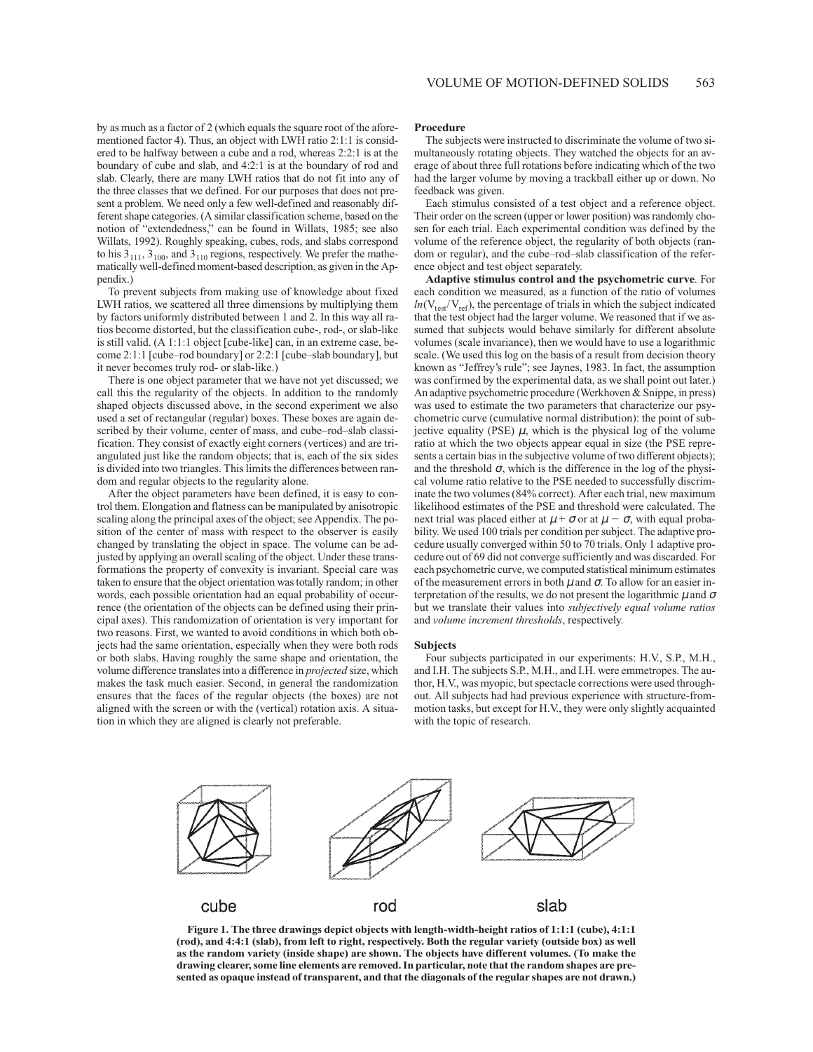by as much as a factor of 2 (which equals the square root of the aforementioned factor 4). Thus, an object with LWH ratio 2:1:1 is considered to be halfway between a cube and a rod, whereas 2:2:1 is at the boundary of cube and slab, and 4:2:1 is at the boundary of rod and slab. Clearly, there are many LWH ratios that do not fit into any of the three classes that we defined. For our purposes that does not present a problem. We need only a few well-defined and reasonably different shape categories. (A similar classification scheme, based on the notion of "extendedness," can be found in Willats, 1985; see also Willats, 1992). Roughly speaking, cubes, rods, and slabs correspond to his $3_{111}$, $3_{100}$, and $3_{110}$ regions, respectively. We prefer the mathematically well-defined moment-based description, as given in the Appendix.)

To prevent subjects from making use of knowledge about fixed LWH ratios, we scattered all three dimensions by multiplying them by factors uniformly distributed between 1 and 2. In this way all ratios become distorted, but the classification cube-, rod-, or slab-like is still valid. (A 1:1:1 object [cube-like] can, in an extreme case, become 2:1:1 [cube–rod boundary] or 2:2:1 [cube–slab boundary], but it never becomes truly rod- or slab-like.)

There is one object parameter that we have not yet discussed; we call this the regularity of the objects. In addition to the randomly shaped objects discussed above, in the second experiment we also used a set of rectangular (regular) boxes. These boxes are again described by their volume, center of mass, and cube–rod–slab classification. They consist of exactly eight corners (vertices) and are triangulated just like the random objects; that is, each of the six sides is divided into two triangles. This limits the differences between random and regular objects to the regularity alone.

After the object parameters have been defined, it is easy to control them. Elongation and flatness can be manipulated by anisotropic scaling along the principal axes of the object; see Appendix. The position of the center of mass with respect to the observer is easily changed by translating the object in space. The volume can be adjusted by applying an overall scaling of the object. Under these transformations the property of convexity is invariant. Special care was taken to ensure that the object orientation was totally random; in other words, each possible orientation had an equal probability of occurrence (the orientation of the objects can be defined using their principal axes). This randomization of orientation is very important for two reasons. First, we wanted to avoid conditions in which both objects had the same orientation, especially when they were both rods or both slabs. Having roughly the same shape and orientation, the volume difference translates into a difference in *projected* size, which makes the task much easier. Second, in general the randomization ensures that the faces of the regular objects (the boxes) are not aligned with the screen or with the (vertical) rotation axis. A situation in which they are aligned is clearly not preferable.

### Procedure

The subjects were instructed to discriminate the volume of two simultaneously rotating objects. They watched the objects for an average of about three full rotations before indicating which of the two had the larger volume by moving a trackball either up or down. No feedback was given.

Each stimulus consisted of a test object and a reference object. Their order on the screen (upper or lower position) was randomly chosen for each trial. Each experimental condition was defined by the volume of the reference object, the regularity of both objects (random or regular), and the cube–rod–slab classification of the reference object and test object separately.

**Adaptive stimulus control and the psychometric curve**. For each condition we measured, as a function of the ratio of volumes $ln(V_{test}/V_{ref})$, the percentage of trials in which the subject indicated that the test object had the larger volume. We reasoned that if we assumed that subjects would behave similarly for different absolute volumes (scale invariance), then we would have to use a logarithmic scale. (We used this log on the basis of a result from decision theory known as "Jeffrey's rule"; see Jaynes, 1983. In fact, the assumption was confirmed by the experimental data, as we shall point out later.) An adaptive psychometric procedure (Werkhoven & Snippe, in press) was used to estimate the two parameters that characterize our psychometric curve (cumulative normal distribution): the point of subjective equality (PSE) $\mu$, which is the physical log of the volume ratio at which the two objects appear equal in size (the PSE represents a certain bias in the subjective volume of two different objects); and the threshold $\sigma$, which is the difference in the log of the physical volume ratio relative to the PSE needed to successfully discriminate the two volumes (84% correct). After each trial, new maximum likelihood estimates of the PSE and threshold were calculated. The next trial was placed either at $\mu + \sigma$ or at $\mu - \sigma$, with equal probability. We used 100 trials per condition per subject. The adaptive procedure usually converged within 50 to 70 trials. Only 1 adaptive procedure out of 69 did not converge sufficiently and was discarded. For each psychometric curve, we computed statistical minimum estimates of the measurement errors in both $\mu$ and $\sigma$. To allow for an easier interpretation of the results, we do not present the logarithmic $\mu$ and $\sigma$ but we translate their values into *subjectively equal volume ratios* and *volume increment thresholds*, respectively.

### Subjects

Four subjects participated in our experiments: H.V., S.P., M.H., and I.H. The subjects S.P., M.H., and I.H. were emmetropes. The author, H.V., was myopic, but spectacle corrections were used throughout. All subjects had had previous experience with structure-from-motion tasks, but except for H.V., they were only slightly acquainted with the topic of research.

cube

rod

slab

**Figure 1. The three drawings depict objects with length-width-height ratios of 1:1:1 (cube), 4:1:1 (rod), and 4:4:1 (slab), from left to right, respectively. Both the regular variety (outside box) as well as the random variety (inside shape) are shown. The objects have different volumes. (To make the drawing clearer, some line elements are removed. In particular, note that the random shapes are presented as opaque instead of transparent, and that the diagonals of the regular shapes are not drawn.)**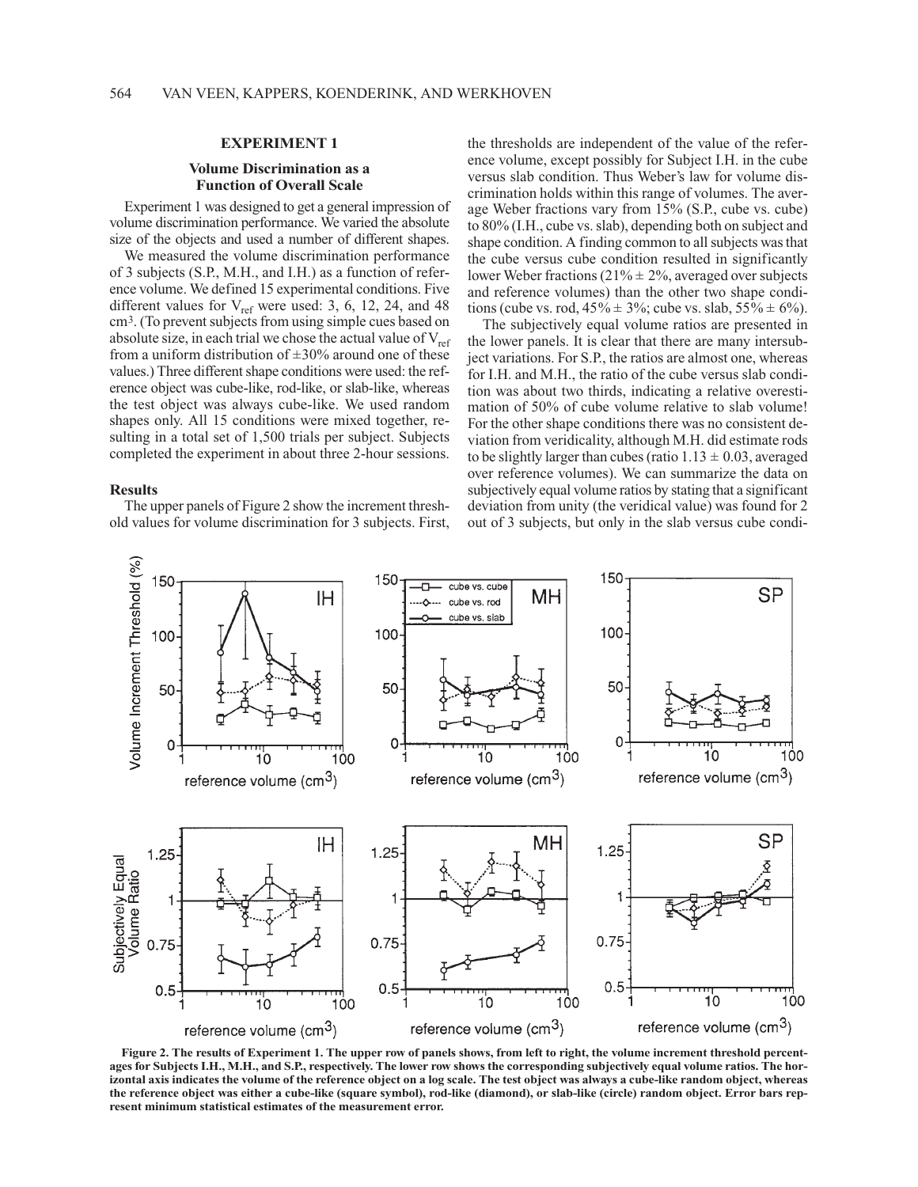## EXPERIMENT 1

### Volume Discrimination as a Function of Overall Scale

Experiment 1 was designed to get a general impression of volume discrimination performance. We varied the absolute size of the objects and used a number of different shapes.

We measured the volume discrimination performance of 3 subjects (S.P., M.H., and I.H.) as a function of reference volume. We defined 15 experimental conditions. Five different values for $V_{ref}$ were used: 3, 6, 12, 24, and 48 $cm^3$. (To prevent subjects from using simple cues based on absolute size, in each trial we chose the actual value of $V_{ref}$ from a uniform distribution of ±30% around one of these values.) Three different shape conditions were used: the reference object was cube-like, rod-like, or slab-like, whereas the test object was always cube-like. We used random shapes only. All 15 conditions were mixed together, resulting in a total set of 1,500 trials per subject. Subjects completed the experiment in about three 2-hour sessions.

#### Results

The upper panels of Figure 2 show the increment threshold values for volume discrimination for 3 subjects. First, the thresholds are independent of the value of the reference volume, except possibly for Subject I.H. in the cube versus slab condition. Thus Weber's law for volume discrimination holds within this range of volumes. The average Weber fractions vary from 15% (S.P., cube vs. cube) to 80% (I.H., cube vs. slab), depending both on subject and shape condition. A finding common to all subjects was that the cube versus cube condition resulted in significantly lower Weber fractions (21% ± 2%, averaged over subjects and reference volumes) than the other two shape conditions (cube vs. rod, 45% ± 3%; cube vs. slab, 55% ± 6%).

The subjectively equal volume ratios are presented in the lower panels. It is clear that there are many intersubject variations. For S.P., the ratios are almost one, whereas for I.H. and M.H., the ratio of the cube versus slab condition was about two thirds, indicating a relative overestimation of 50% of cube volume relative to slab volume! For the other shape conditions there was no consistent deviation from veridicality, although M.H. did estimate rods to be slightly larger than cubes (ratio 1.13 ± 0.03, averaged over reference volumes). We can summarize the data on subjectively equal volume ratios by stating that a significant deviation from unity (the veridical value) was found for 2 out of 3 subjects, but only in the slab versus cube condi-

**Figure 2. The results of Experiment 1. The upper row of panels shows, from left to right, the volume increment threshold percentages for Subjects I.H., M.H., and S.P., respectively. The lower row shows the corresponding subjectively equal volume ratios. The horizontal axis indicates the volume of the reference object on a log scale. The test object was always a cube-like random object, whereas the reference object was either a cube-like (square symbol), rod-like (diamond), or slab-like (circle) random object. Error bars represent minimum statistical estimates of the measurement error.**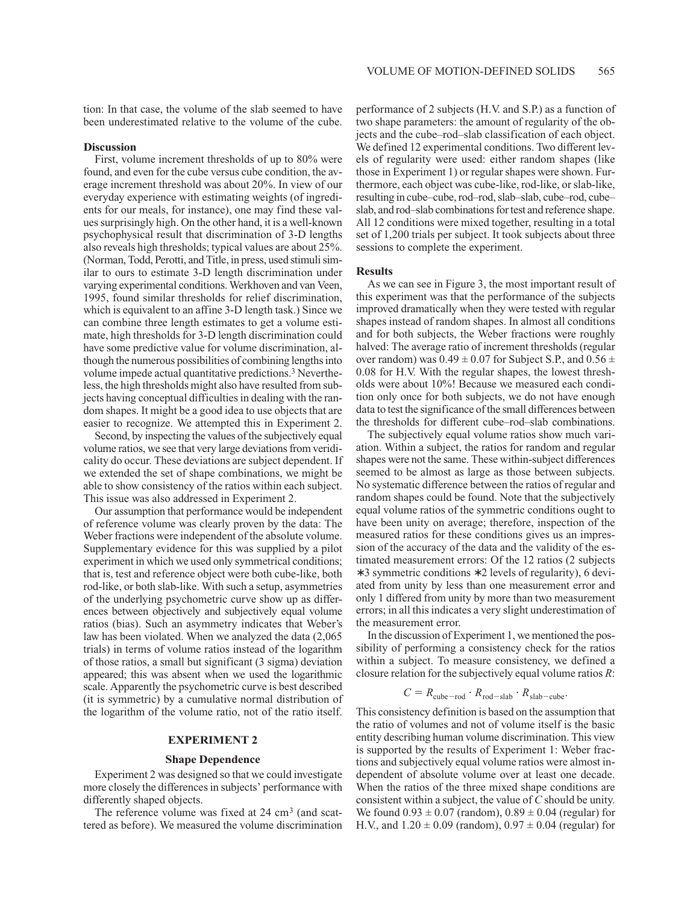tion: In that case, the volume of the slab seemed to have been underestimated relative to the volume of the cube.

### Discussion

First, volume increment thresholds of up to 80% were found, and even for the cube versus cube condition, the average increment threshold was about 20%. In view of our everyday experience with estimating weights (of ingredients for our meals, for instance), one may find these values surprisingly high. On the other hand, it is a well-known psychophysical result that discrimination of 3-D lengths also reveals high thresholds; typical values are about 25%. (Norman, Todd, Perotti, and Title, in press, used stimuli similar to ours to estimate 3-D length discrimination under varying experimental conditions. Werkhoven and van Veen, 1995, found similar thresholds for relief discrimination, which is equivalent to an affine 3-D length task.) Since we can combine three length estimates to get a volume estimate, high thresholds for 3-D length discrimination could have some predictive value for volume discrimination, although the numerous possibilities of combining lengths into volume impede actual quantitative predictions.[3] Nevertheless, the high thresholds might also have resulted from subjects having conceptual difficulties in dealing with the random shapes. It might be a good idea to use objects that are easier to recognize. We attempted this in Experiment 2.

Second, by inspecting the values of the subjectively equal volume ratios, we see that very large deviations from veridicality do occur. These deviations are subject dependent. If we extended the set of shape combinations, we might be able to show consistency of the ratios within each subject. This issue was also addressed in Experiment 2.

Our assumption that performance would be independent of reference volume was clearly proven by the data: The Weber fractions were independent of the absolute volume. Supplementary evidence for this was supplied by a pilot experiment in which we used only symmetrical conditions; that is, test and reference object were both cube-like, both rod-like, or both slab-like. With such a setup, asymmetries of the underlying psychometric curve show up as differences between objectively and subjectively equal volume ratios (bias). Such an asymmetry indicates that Weber's law has been violated. When we analyzed the data (2,065 trials) in terms of volume ratios instead of the logarithm of those ratios, a small but significant (3 sigma) deviation appeared; this was absent when we used the logarithmic scale. Apparently the psychometric curve is best described (it is symmetric) by a cumulative normal distribution of the logarithm of the volume ratio, not of the ratio itself.

## EXPERIMENT 2

### Shape Dependence

Experiment 2 was designed so that we could investigate more closely the differences in subjects' performance with differently shaped objects.

The reference volume was fixed at 24 cm$^3$ (and scattered as before). We measured the volume discrimination performance of 2 subjects (H.V. and S.P.) as a function of two shape parameters: the amount of regularity of the objects and the cube–rod–slab classification of each object. We defined 12 experimental conditions. Two different levels of regularity were used: either random shapes (like those in Experiment 1) or regular shapes were shown. Furthermore, each object was cube-like, rod-like, or slab-like, resulting in cube–cube, rod–rod, slab–slab, cube–rod, cube–slab, and rod–slab combinations for test and reference shape. All 12 conditions were mixed together, resulting in a total set of 1,200 trials per subject. It took subjects about three sessions to complete the experiment.

### Results

As we can see in Figure 3, the most important result of this experiment was that the performance of the subjects improved dramatically when they were tested with regular shapes instead of random shapes. In almost all conditions and for both subjects, the Weber fractions were roughly halved: The average ratio of increment thresholds (regular over random) was $0.49 \pm 0.07$ for Subject S.P., and $0.56 \pm 0.08$ for H.V. With the regular shapes, the lowest thresholds were about 10%! Because we measured each condition only once for both subjects, we do not have enough data to test the significance of the small differences between the thresholds for different cube–rod–slab combinations.

The subjectively equal volume ratios show much variation. Within a subject, the ratios for random and regular shapes were not the same. These within-subject differences seemed to be almost as large as those between subjects. No systematic difference between the ratios of regular and random shapes could be found. Note that the subjectively equal volume ratios of the symmetric conditions ought to have been unity on average; therefore, inspection of the measured ratios for these conditions gives us an impression of the accuracy of the data and the validity of the estimated measurement errors: Of the 12 ratios (2 subjects ∗3 symmetric conditions ∗2 levels of regularity), 6 deviated from unity by less than one measurement error and only 1 differed from unity by more than two measurement errors; in all this indicates a very slight underestimation of the measurement error.

In the discussion of Experiment 1, we mentioned the possibility of performing a consistency check for the ratios within a subject. To measure consistency, we defined a closure relation for the subjectively equal volume ratios $R$:

$$C = R_{\text{cube-rod}} \cdot R_{\text{rod-slab}} \cdot R_{\text{slab-cube}}.$$

This consistency definition is based on the assumption that the ratio of volumes and not of volume itself is the basic entity describing human volume discrimination. This view is supported by the results of Experiment 1: Weber fractions and subjectively equal volume ratios were almost independent of absolute volume over at least one decade. When the ratios of the three mixed shape conditions are consistent within a subject, the value of $C$ should be unity. We found $0.93 \pm 0.07$ (random), $0.89 \pm 0.04$ (regular) for H.V., and $1.20 \pm 0.09$ (random), $0.97 \pm 0.04$ (regular) for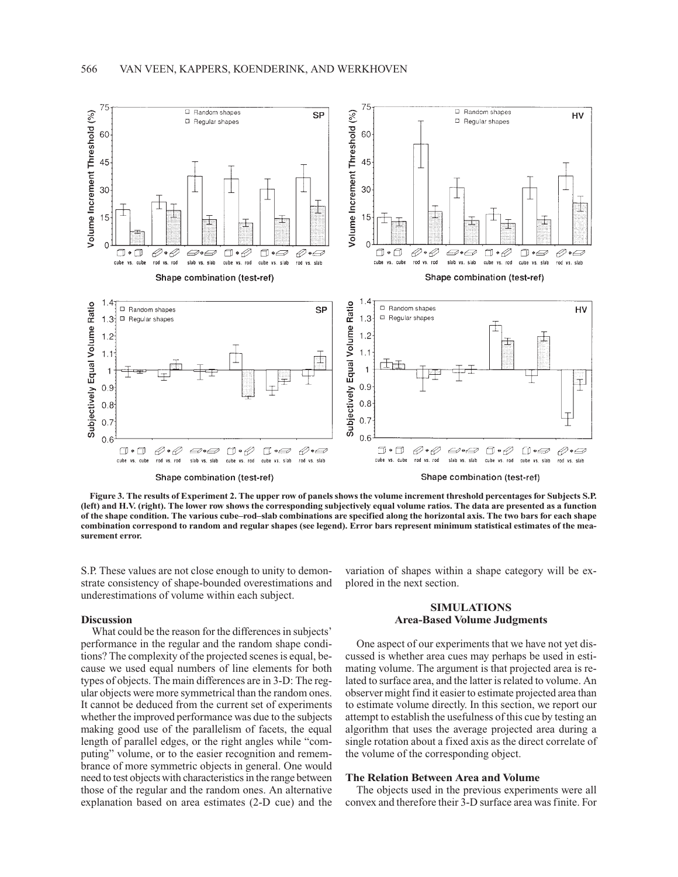Figure 3. The results of Experiment 2. The upper row of panels shows the volume increment threshold percentages for Subjects S.P. (left) and H.V. (right). The lower row shows the corresponding subjectively equal volume ratios. The data are presented as a function of the shape condition. The various cube–rod–slab combinations are specified along the horizontal axis. The two bars for each shape combination correspond to random and regular shapes (see legend). Error bars represent minimum statistical estimates of the measurement error.

S.P. These values are not close enough to unity to demonstrate consistency of shape-bounded overestimations and underestimations of volume within each subject.

### Discussion

What could be the reason for the differences in subjects' performance in the regular and the random shape conditions? The complexity of the projected scenes is equal, because we used equal numbers of line elements for both types of objects. The main differences are in 3-D: The regular objects were more symmetrical than the random ones. It cannot be deduced from the current set of experiments whether the improved performance was due to the subjects making good use of the parallelism of facets, the equal length of parallel edges, or the right angles while "computing" volume, or to the easier recognition and remembrance of more symmetric objects in general. One would need to test objects with characteristics in the range between those of the regular and the random ones. An alternative explanation based on area estimates (2-D cue) and the variation of shapes within a shape category will be explored in the next section.

## SIMULATIONS

### Area-Based Volume Judgments

One aspect of our experiments that we have not yet discussed is whether area cues may perhaps be used in estimating volume. The argument is that projected area is related to surface area, and the latter is related to volume. An observer might find it easier to estimate projected area than to estimate volume directly. In this section, we report our attempt to establish the usefulness of this cue by testing an algorithm that uses the average projected area during a single rotation about a fixed axis as the direct correlate of the volume of the corresponding object.

### The Relation Between Area and Volume

The objects used in the previous experiments were all convex and therefore their 3-D surface area was finite. For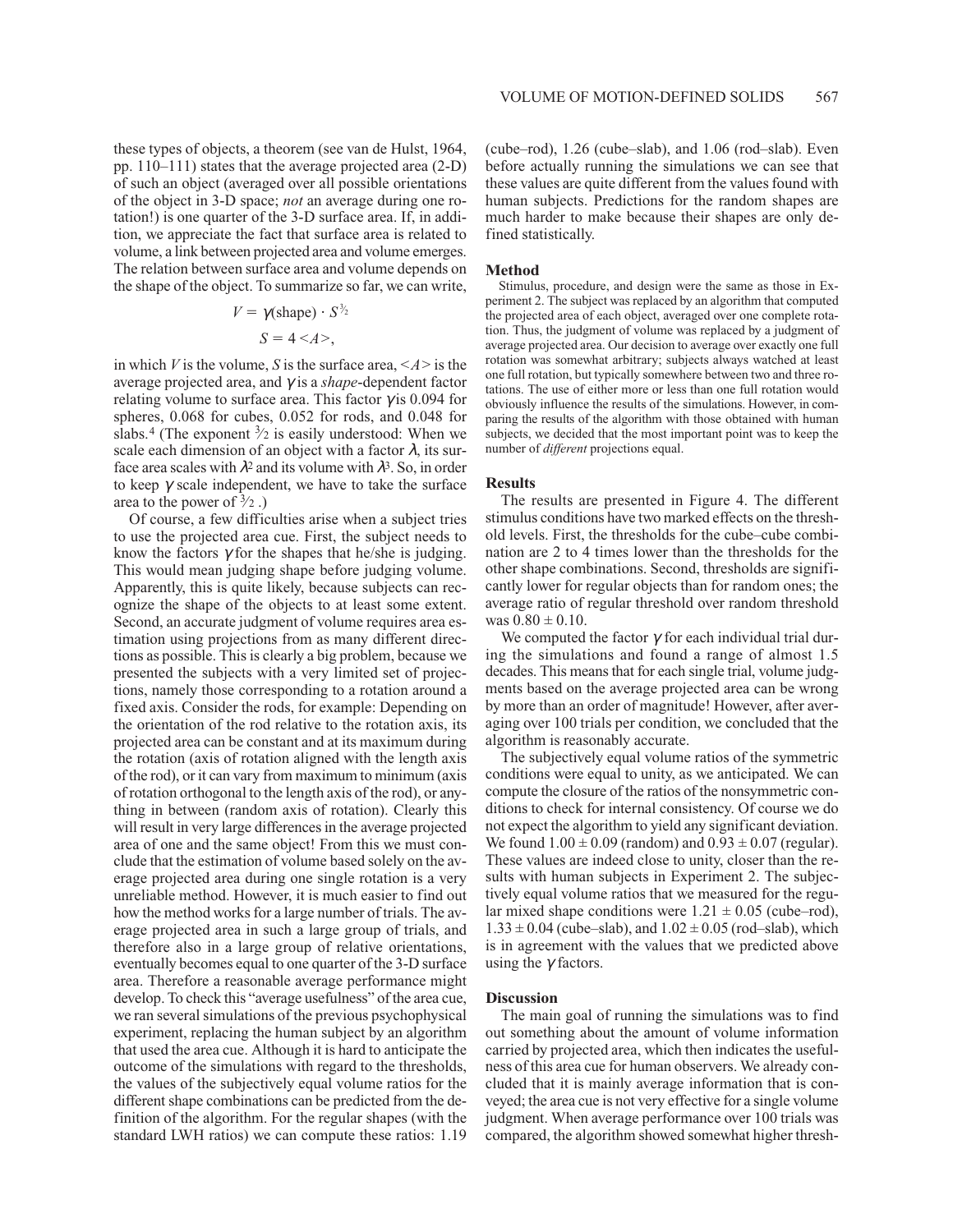these types of objects, a theorem (see van de Hulst, 1964, pp. 110–111) states that the average projected area (2-D) of such an object (averaged over all possible orientations of the object in 3-D space; *not* an average during one rotation!) is one quarter of the 3-D surface area. If, in addition, we appreciate the fact that surface area is related to volume, a link between projected area and volume emerges. The relation between surface area and volume depends on the shape of the object. To summarize so far, we can write,

$$V = \gamma(\text{shape}) \cdot S^{3/2}$$

$$S = 4 \langle A \rangle,$$

in which $V$ is the volume, $S$ is the surface area, $\langle A \rangle$ is the average projected area, and $\gamma$ is a *shape*-dependent factor relating volume to surface area. This factor $\gamma$ is 0.094 for spheres, 0.068 for cubes, 0.052 for rods, and 0.048 for slabs.[4] (The exponent $3/2$ is easily understood: When we scale each dimension of an object with a factor $\lambda$, its surface area scales with $\lambda^2$ and its volume with $\lambda^3$. So, in order to keep $\gamma$ scale independent, we have to take the surface area to the power of $3/2$.)

Of course, a few difficulties arise when a subject tries to use the projected area cue. First, the subject needs to know the factors $\gamma$ for the shapes that he/she is judging. This would mean judging shape before judging volume. Apparently, this is quite likely, because subjects can recognize the shape of the objects to at least some extent. Second, an accurate judgment of volume requires area estimation using projections from as many different directions as possible. This is clearly a big problem, because we presented the subjects with a very limited set of projections, namely those corresponding to a rotation around a fixed axis. Consider the rods, for example: Depending on the orientation of the rod relative to the rotation axis, its projected area can be constant and at its maximum during the rotation (axis of rotation aligned with the length axis of the rod), or it can vary from maximum to minimum (axis of rotation orthogonal to the length axis of the rod), or anything in between (random axis of rotation). Clearly this will result in very large differences in the average projected area of one and the same object! From this we must conclude that the estimation of volume based solely on the average projected area during one single rotation is a very unreliable method. However, it is much easier to find out how the method works for a large number of trials. The average projected area in such a large group of trials, and therefore also in a large group of relative orientations, eventually becomes equal to one quarter of the 3-D surface area. Therefore a reasonable average performance might develop. To check this "average usefulness" of the area cue, we ran several simulations of the previous psychophysical experiment, replacing the human subject by an algorithm that used the area cue. Although it is hard to anticipate the outcome of the simulations with regard to the thresholds, the values of the subjectively equal volume ratios for the different shape combinations can be predicted from the definition of the algorithm. For the regular shapes (with the standard LWH ratios) we can compute these ratios: 1.19 (cube–rod), 1.26 (cube–slab), and 1.06 (rod–slab). Even before actually running the simulations we can see that these values are quite different from the values found with human subjects. Predictions for the random shapes are much harder to make because their shapes are only defined statistically.

### Method

Stimulus, procedure, and design were the same as those in Experiment 2. The subject was replaced by an algorithm that computed the projected area of each object, averaged over one complete rotation. Thus, the judgment of volume was replaced by a judgment of average projected area. Our decision to average over exactly one full rotation was somewhat arbitrary; subjects always watched at least one full rotation, but typically somewhere between two and three rotations. The use of either more or less than one full rotation would obviously influence the results of the simulations. However, in comparing the results of the algorithm with those obtained with human subjects, we decided that the most important point was to keep the number of *different* projections equal.

### Results

The results are presented in Figure 4. The different stimulus conditions have two marked effects on the threshold levels. First, the thresholds for the cube–cube combination are 2 to 4 times lower than the thresholds for the other shape combinations. Second, thresholds are significantly lower for regular objects than for random ones; the average ratio of regular threshold over random threshold was $0.80 \pm 0.10$.

We computed the factor $\gamma$ for each individual trial during the simulations and found a range of almost 1.5 decades. This means that for each single trial, volume judgments based on the average projected area can be wrong by more than an order of magnitude! However, after averaging over 100 trials per condition, we concluded that the algorithm is reasonably accurate.

The subjectively equal volume ratios of the symmetric conditions were equal to unity, as we anticipated. We can compute the closure of the ratios of the nonsymmetric conditions to check for internal consistency. Of course we do not expect the algorithm to yield any significant deviation. We found $1.00 \pm 0.09$ (random) and $0.93 \pm 0.07$ (regular). These values are indeed close to unity, closer than the results with human subjects in Experiment 2. The subjectively equal volume ratios that we measured for the regular mixed shape conditions were $1.21 \pm 0.05$ (cube–rod), $1.33 \pm 0.04$ (cube–slab), and $1.02 \pm 0.05$ (rod–slab), which is in agreement with the values that we predicted above using the $\gamma$ factors.

### Discussion

The main goal of running the simulations was to find out something about the amount of volume information carried by projected area, which then indicates the usefulness of this area cue for human observers. We already concluded that it is mainly average information that is conveyed; the area cue is not very effective for a single volume judgment. When average performance over 100 trials was compared, the algorithm showed somewhat higher thresh-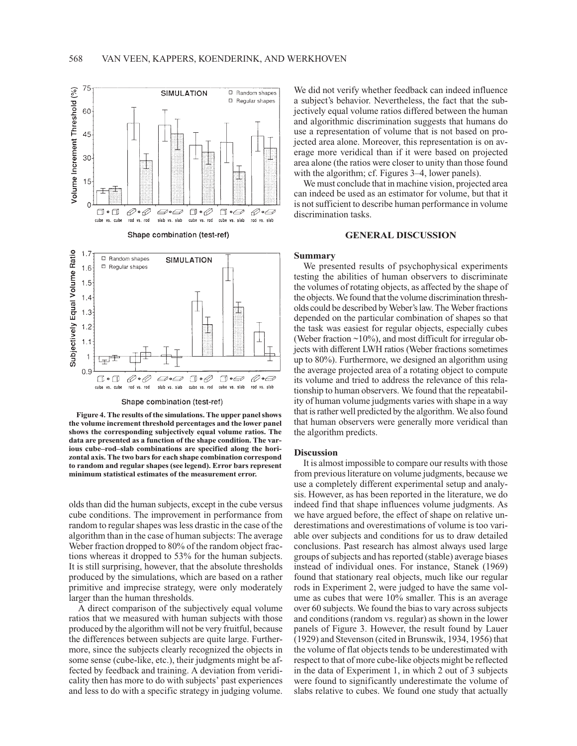Figure 4. The results of the simulations. The upper panel shows the volume increment threshold percentages and the lower panel shows the corresponding subjectively equal volume ratios. The data are presented as a function of the shape condition. The various cube–rod–slab combinations are specified along the horizontal axis. The two bars for each shape combination correspond to random and regular shapes (see legend). Error bars represent minimum statistical estimates of the measurement error.

olds than did the human subjects, except in the cube versus cube conditions. The improvement in performance from random to regular shapes was less drastic in the case of the algorithm than in the case of human subjects: The average Weber fraction dropped to 80% of the random object fractions whereas it dropped to 53% for the human subjects. It is still surprising, however, that the absolute thresholds produced by the simulations, which are based on a rather primitive and imprecise strategy, were only moderately larger than the human thresholds.

A direct comparison of the subjectively equal volume ratios that we measured with human subjects with those produced by the algorithm will not be very fruitful, because the differences between subjects are quite large. Furthermore, since the subjects clearly recognized the objects in some sense (cube-like, etc.), their judgments might be affected by feedback and training. A deviation from veridicality then has more to do with subjects' past experiences and less to do with a specific strategy in judging volume. We did not verify whether feedback can indeed influence a subject's behavior. Nevertheless, the fact that the subjectively equal volume ratios differed between the human and algorithmic discrimination suggests that humans do use a representation of volume that is not based on projected area alone. Moreover, this representation is on average more veridical than if it were based on projected area alone (the ratios were closer to unity than those found with the algorithm; cf. Figures 3–4, lower panels).

We must conclude that in machine vision, projected area can indeed be used as an estimator for volume, but that it is not sufficient to describe human performance in volume discrimination tasks.

## GENERAL DISCUSSION

### Summary

We presented results of psychophysical experiments testing the abilities of human observers to discriminate the volumes of rotating objects, as affected by the shape of the objects. We found that the volume discrimination thresholds could be described by Weber's law. The Weber fractions depended on the particular combination of shapes so that the task was easiest for regular objects, especially cubes (Weber fraction ~10%), and most difficult for irregular objects with different LWH ratios (Weber fractions sometimes up to 80%). Furthermore, we designed an algorithm using the average projected area of a rotating object to compute its volume and tried to address the relevance of this relationship to human observers. We found that the repeatability of human volume judgments varies with shape in a way that is rather well predicted by the algorithm. We also found that human observers were generally more veridical than the algorithm predicts.

### Discussion

It is almost impossible to compare our results with those from previous literature on volume judgments, because we use a completely different experimental setup and analysis. However, as has been reported in the literature, we do indeed find that shape influences volume judgments. As we have argued before, the effect of shape on relative underestimations and overestimations of volume is too variable over subjects and conditions for us to draw detailed conclusions. Past research has almost always used large groups of subjects and has reported (stable) average biases instead of individual ones. For instance, Stanek (1969) found that stationary real objects, much like our regular rods in Experiment 2, were judged to have the same volume as cubes that were 10% smaller. This is an average over 60 subjects. We found the bias to vary across subjects and conditions (random vs. regular) as shown in the lower panels of Figure 3. However, the result found by Lauer (1929) and Stevenson (cited in Brunswik, 1934, 1956) that the volume of flat objects tends to be underestimated with respect to that of more cube-like objects might be reflected in the data of Experiment 1, in which 2 out of 3 subjects were found to significantly underestimate the volume of slabs relative to cubes. We found one study that actually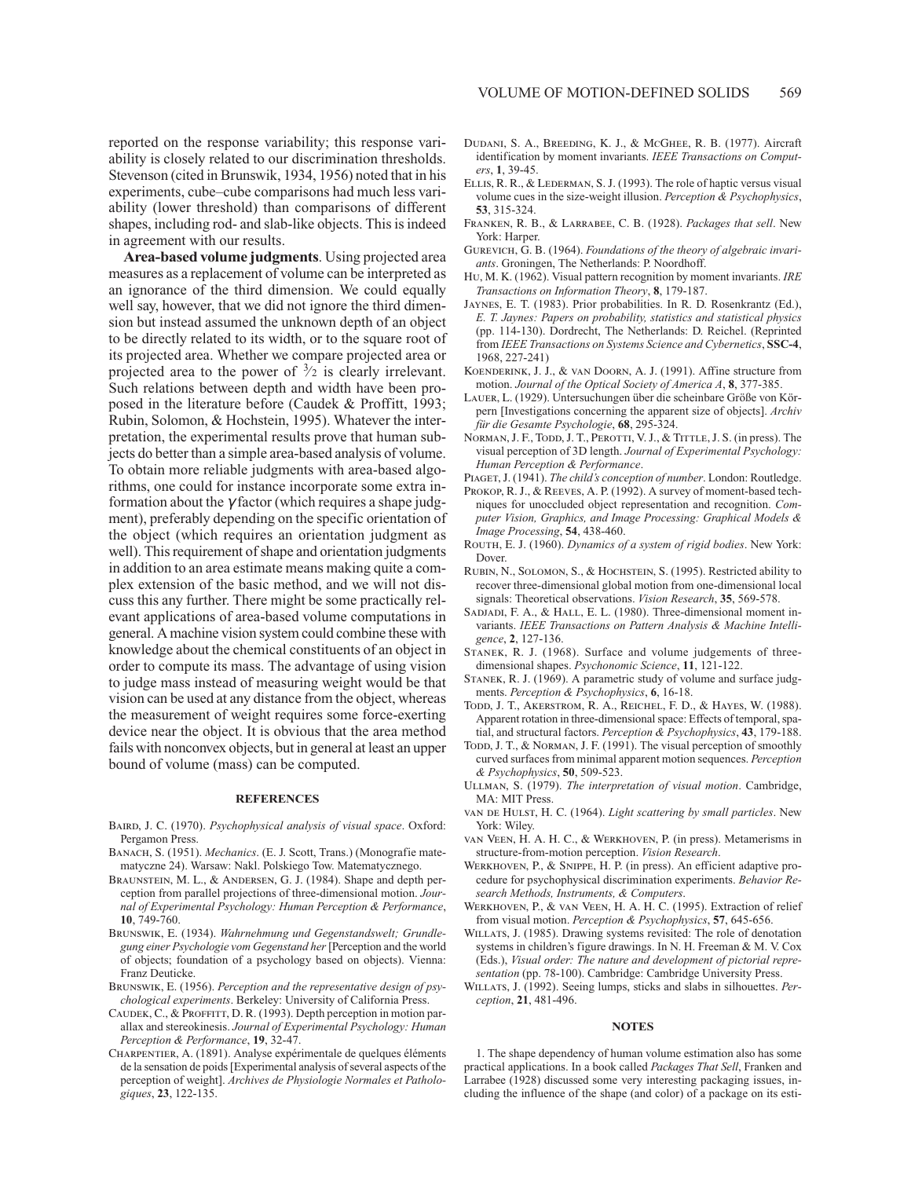reported on the response variability; this response variability is closely related to our discrimination thresholds. Stevenson (cited in Brunswik, 1934, 1956) noted that in his experiments, cube–cube comparisons had much less variability (lower threshold) than comparisons of different shapes, including rod- and slab-like objects. This is indeed in agreement with our results.

**Area-based volume judgments**. Using projected area measures as a replacement of volume can be interpreted as an ignorance of the third dimension. We could equally well say, however, that we did not ignore the third dimension but instead assumed the unknown depth of an object to be directly related to its width, or to the square root of its projected area. Whether we compare projected area or projected area to the power of $^3/_2$ is clearly irrelevant. Such relations between depth and width have been proposed in the literature before (Caudek & Proffitt, 1993; Rubin, Solomon, & Hochstein, 1995). Whatever the interpretation, the experimental results prove that human subjects do better than a simple area-based analysis of volume. To obtain more reliable judgments with area-based algorithms, one could for instance incorporate some extra information about the $\gamma$ factor (which requires a shape judgment), preferably depending on the specific orientation of the object (which requires an orientation judgment as well). This requirement of shape and orientation judgments in addition to an area estimate means making quite a complex extension of the basic method, and we will not discuss this any further. There might be some practically relevant applications of area-based volume computations in general. A machine vision system could combine these with knowledge about the chemical constituents of an object in order to compute its mass. The advantage of using vision to judge mass instead of measuring weight would be that vision can be used at any distance from the object, whereas the measurement of weight requires some force-exerting device near the object. It is obvious that the area method fails with nonconvex objects, but in general at least an upper bound of volume (mass) can be computed.

## REFERENCES

Baird, J. C. (1970). *Psychophysical analysis of visual space*. Oxford: Pergamon Press.

Banach, S. (1951). *Mechanics*. (E. J. Scott, Trans.) (Monografie matematyczne 24). Warsaw: Nakl. Polskiego Tow. Matematycznego.

Braunstein, M. L., & Andersen, G. J. (1984). Shape and depth perception from parallel projections of three-dimensional motion. *Journal of Experimental Psychology: Human Perception & Performance*, **10**, 749-760.

Brunswik, E. (1934). *Wahrnehmung und Gegenstandswelt; Grundlegung einer Psychologie vom Gegenstand her* [Perception and the world of objects; foundation of a psychology based on objects). Vienna: Franz Deuticke.

Brunswik, E. (1956). *Perception and the representative design of psychological experiments*. Berkeley: University of California Press.

Caudek, C., & Proffitt, D. R. (1993). Depth perception in motion parallax and stereokinesis. *Journal of Experimental Psychology: Human Perception & Performance*, **19**, 32-47.

Charpentier, A. (1891). Analyse expérimentale de quelques éléments de la sensation de poids [Experimental analysis of several aspects of the perception of weight]. *Archives de Physiologie Normales et Pathologiques*, **23**, 122-135.

Dudani, S. A., Breeding, K. J., & McGhee, R. B. (1977). Aircraft identification by moment invariants. *IEEE Transactions on Computers*, **1**, 39-45.

Ellis, R. R., & Lederman, S. J. (1993). The role of haptic versus visual volume cues in the size-weight illusion. *Perception & Psychophysics*, **53**, 315-324.

Franken, R. B., & Larrabee, C. B. (1928). *Packages that sell*. New York: Harper.

Gurevich, G. B. (1964). *Foundations of the theory of algebraic invariants*. Groningen, The Netherlands: P. Noordhoff.

Hu, M. K. (1962). Visual pattern recognition by moment invariants. *IRE Transactions on Information Theory*, **8**, 179-187.

Jaynes, E. T. (1983). Prior probabilities. In R. D. Rosenkrantz (Ed.), *E. T. Jaynes: Papers on probability, statistics and statistical physics* (pp. 114-130). Dordrecht, The Netherlands: D. Reichel. (Reprinted from *IEEE Transactions on Systems Science and Cybernetics*, **SSC-4**, 1968, 227-241)

Koenderink, J. J., & van Doorn, A. J. (1991). Affine structure from motion. *Journal of the Optical Society of America A*, **8**, 377-385.

Lauer, L. (1929). Untersuchungen über die scheinbare Größe von Körpern [Investigations concerning the apparent size of objects]. *Archiv für die Gesamte Psychologie*, **68**, 295-324.

Norman, J. F., Todd, J. T., Perotti, V. J., & Tittle, J. S. (in press). The visual perception of 3D length. *Journal of Experimental Psychology: Human Perception & Performance*.

Piaget, J. (1941). *The child's conception of number*. London: Routledge.

Prokop, R. J., & Reeves, A. P. (1992). A survey of moment-based techniques for unoccluded object representation and recognition. *Computer Vision, Graphics, and Image Processing: Graphical Models & Image Processing*, **54**, 438-460.

Routh, E. J. (1960). *Dynamics of a system of rigid bodies*. New York: Dover.

Rubin, N., Solomon, S., & Hochstein, S. (1995). Restricted ability to recover three-dimensional global motion from one-dimensional local signals: Theoretical observations. *Vision Research*, **35**, 569-578.

Sadjadi, F. A., & Hall, E. L. (1980). Three-dimensional moment invariants. *IEEE Transactions on Pattern Analysis & Machine Intelligence*, **2**, 127-136.

Stanek, R. J. (1968). Surface and volume judgements of three-dimensional shapes. *Psychonomic Science*, **11**, 121-122.

Stanek, R. J. (1969). A parametric study of volume and surface judgments. *Perception & Psychophysics*, **6**, 16-18.

Todd, J. T., Akerstrom, R. A., Reichel, F. D., & Hayes, W. (1988). Apparent rotation in three-dimensional space: Effects of temporal, spatial, and structural factors. *Perception & Psychophysics*, **43**, 179-188.

Todd, J. T., & Norman, J. F. (1991). The visual perception of smoothly curved surfaces from minimal apparent motion sequences. *Perception & Psychophysics*, **50**, 509-523.

Ullman, S. (1979). *The interpretation of visual motion*. Cambridge, MA: MIT Press.

van de Hulst, H. C. (1964). *Light scattering by small particles*. New York: Wiley.

van Veen, H. A. H. C., & Werkhoven, P. (in press). Metamerisms in structure-from-motion perception. *Vision Research*.

Werkhoven, P., & Snippe, H. P. (in press). An efficient adaptive procedure for psychophysical discrimination experiments. *Behavior Research Methods, Instruments, & Computers*.

Werkhoven, P., & van Veen, H. A. H. C. (1995). Extraction of relief from visual motion. *Perception & Psychophysics*, **57**, 645-656.

Willats, J. (1985). Drawing systems revisited: The role of denotation systems in children's figure drawings. In N. H. Freeman & M. V. Cox (Eds.), *Visual order: The nature and development of pictorial representation* (pp. 78-100). Cambridge: Cambridge University Press.

Willats, J. (1992). Seeing lumps, sticks and slabs in silhouettes. *Perception*, **21**, 481-496.

## NOTES

1. The shape dependency of human volume estimation also has some practical applications. In a book called *Packages That Sell*, Franken and Larrabee (1928) discussed some very interesting packaging issues, including the influence of the shape (and color) of a package on its esti-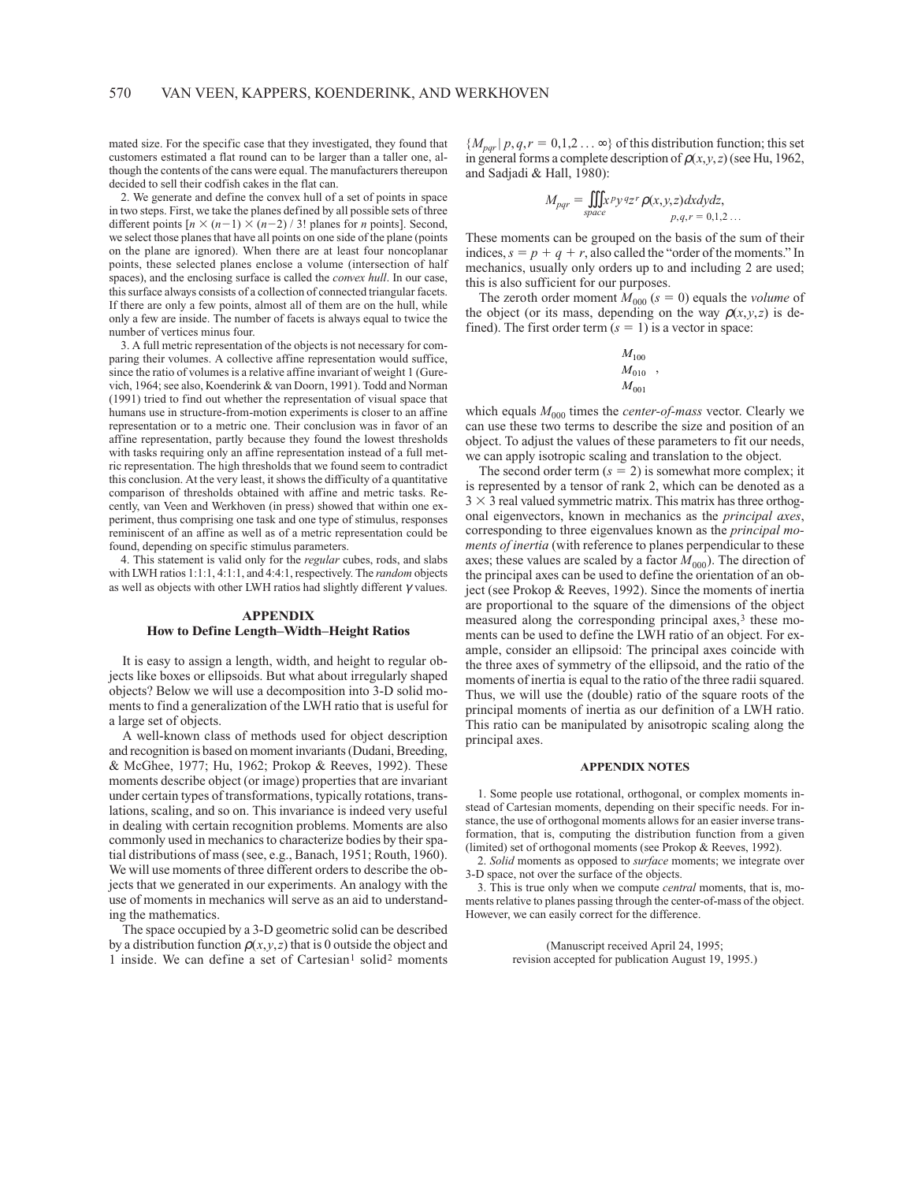mated size. For the specific case that they investigated, they found that customers estimated a flat round can to be larger than a taller one, although the contents of the cans were equal. The manufacturers thereupon decided to sell their codfish cakes in the flat can.

2. We generate and define the convex hull of a set of points in space in two steps. First, we take the planes defined by all possible sets of three different points [$n \times (n-1) \times (n-2) / 3!$ planes for $n$ points]. Second, we select those planes that have all points on one side of the plane (points on the plane are ignored). When there are at least four noncoplanar points, these selected planes enclose a volume (intersection of half spaces), and the enclosing surface is called the *convex hull*. In our case, this surface always consists of a collection of connected triangular facets. If there are only a few points, almost all of them are on the hull, while only a few are inside. The number of facets is always equal to twice the number of vertices minus four.

3. A full metric representation of the objects is not necessary for comparing their volumes. A collective affine representation would suffice, since the ratio of volumes is a relative affine invariant of weight 1 (Gurevich, 1964; see also, Koenderink & van Doorn, 1991). Todd and Norman (1991) tried to find out whether the representation of visual space that humans use in structure-from-motion experiments is closer to an affine representation or to a metric one. Their conclusion was in favor of an affine representation, partly because they found the lowest thresholds with tasks requiring only an affine representation instead of a full metric representation. The high thresholds that we found seem to contradict this conclusion. At the very least, it shows the difficulty of a quantitative comparison of thresholds obtained with affine and metric tasks. Recently, van Veen and Werkhoven (in press) showed that within one experiment, thus comprising one task and one type of stimulus, responses reminiscent of an affine as well as of a metric representation could be found, depending on specific stimulus parameters.

4. This statement is valid only for the *regular* cubes, rods, and slabs with LWH ratios 1:1:1, 4:1:1, and 4:4:1, respectively. The *random* objects as well as objects with other LWH ratios had slightly different $\gamma$ values.

## APPENDIX
### How to Define Length–Width–Height Ratios

It is easy to assign a length, width, and height to regular objects like boxes or ellipsoids. But what about irregularly shaped objects? Below we will use a decomposition into 3-D solid moments to find a generalization of the LWH ratio that is useful for a large set of objects.

A well-known class of methods used for object description and recognition is based on moment invariants (Dudani, Breeding, & McGhee, 1977; Hu, 1962; Prokop & Reeves, 1992). These moments describe object (or image) properties that are invariant under certain types of transformations, typically rotations, translations, scaling, and so on. This invariance is indeed very useful in dealing with certain recognition problems. Moments are also commonly used in mechanics to characterize bodies by their spatial distributions of mass (see, e.g., Banach, 1951; Routh, 1960). We will use moments of three different orders to describe the objects that we generated in our experiments. An analogy with the use of moments in mechanics will serve as an aid to understanding the mathematics.

The space occupied by a 3-D geometric solid can be described by a distribution function $\rho(x,y,z)$ that is 0 outside the object and 1 inside. We can define a set of Cartesian[1] solid[2] moments $\{M_{pqr} \mid p,q,r = 0,1,2 \ldots \infty\}$ of this distribution function; this set in general forms a complete description of $\rho(x,y,z)$ (see Hu, 1962, and Sadjadi & Hall, 1980):

$$M_{pqr} = \iiint_{space} x^p y^q z^r \rho(x,y,z)\,dx\,dy\,dz, \quad p,q,r = 0,1,2 \ldots$$

These moments can be grouped on the basis of the sum of their indices, $s = p + q + r$, also called the "order of the moments." In mechanics, usually only orders up to and including 2 are used; this is also sufficient for our purposes.

The zeroth order moment $M_{000}$ ($s = 0$) equals the *volume* of the object (or its mass, depending on the way $\rho(x,y,z)$ is defined). The first order term ($s = 1$) is a vector in space:

$$\begin{matrix} M_{100} \\ M_{010} \\ M_{001} \end{matrix},$$

which equals $M_{000}$ times the *center-of-mass* vector. Clearly we can use these two terms to describe the size and position of an object. To adjust the values of these parameters to fit our needs, we can apply isotropic scaling and translation to the object.

The second order term ($s = 2$) is somewhat more complex; it is represented by a tensor of rank 2, which can be denoted as a $3 \times 3$ real valued symmetric matrix. This matrix has three orthogonal eigenvectors, known in mechanics as the *principal axes*, corresponding to three eigenvalues known as the *principal moments of inertia* (with reference to planes perpendicular to these axes; these values are scaled by a factor $M_{000}$). The direction of the principal axes can be used to define the orientation of an object (see Prokop & Reeves, 1992). Since the moments of inertia are proportional to the square of the dimensions of the object measured along the corresponding principal axes,[3] these moments can be used to define the LWH ratio of an object. For example, consider an ellipsoid: The principal axes coincide with the three axes of symmetry of the ellipsoid, and the ratio of the moments of inertia is equal to the ratio of the three radii squared. Thus, we will use the (double) ratio of the square roots of the principal moments of inertia as our definition of a LWH ratio. This ratio can be manipulated by anisotropic scaling along the principal axes.

### APPENDIX NOTES

1. Some people use rotational, orthogonal, or complex moments instead of Cartesian moments, depending on their specific needs. For instance, the use of orthogonal moments allows for an easier inverse transformation, that is, computing the distribution function from a given (limited) set of orthogonal moments (see Prokop & Reeves, 1992).

2. *Solid* moments as opposed to *surface* moments; we integrate over 3-D space, not over the surface of the objects.

3. This is true only when we compute *central* moments, that is, moments relative to planes passing through the center-of-mass of the object. However, we can easily correct for the difference.

(Manuscript received April 24, 1995;
revision accepted for publication August 19, 1995.)